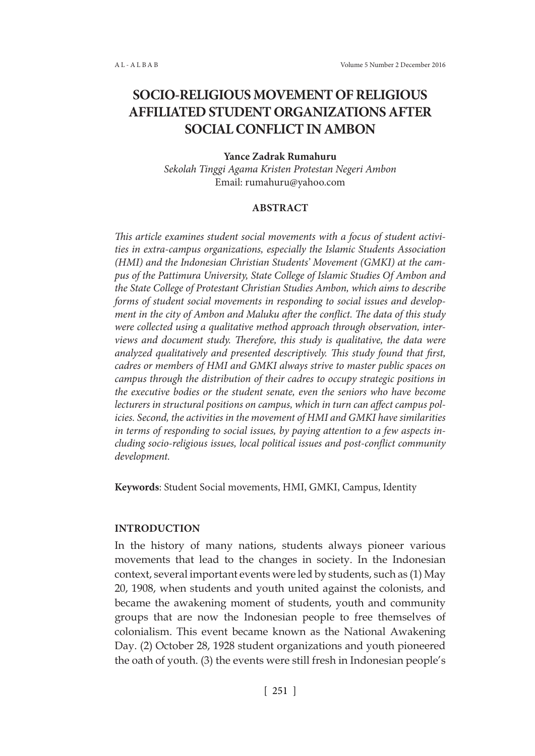# SOCIO-RELIGIOUS MOVEMENT OF RELIGIOUS AFFILIATED STUDENT ORGANIZATIONS AFTER SOCIAL CONFLICT IN AMBON

**Yance Zadrak Rumahuru**

*Sekolah Tinggi Agama Kristen Protestan Negeri Ambon*

Email: rumahuru@yahoo.com

## ABSTRACT

*This article examines student social movements with a focus of student activities in extra-campus organizations, especially the Islamic Students Association (HMI) and the Indonesian Christian Students' Movement (GMKI) at the campus of the Pattimura University, State College of Islamic Studies Of Ambon and the State College of Protestant Christian Studies Ambon, which aims to describe forms of student social movements in responding to social issues and development in the city of Ambon and Maluku after the conflict. The data of this study were collected using a qualitative method approach through observation, interviews and document study. Therefore, this study is qualitative, the data were analyzed qualitatively and presented descriptively. This study found that first, cadres or members of HMI and GMKI always strive to master public spaces on campus through the distribution of their cadres to occupy strategic positions in the executive bodies or the student senate, even the seniors who have become lecturers in structural positions on campus, which in turn can affect campus policies. Second, the activities in the movement of HMI and GMKI have similarities in terms of responding to social issues, by paying attention to a few aspects including socio-religious issues, local political issues and post-conflict community development.*

**Keywords**: Student Social movements, HMI, GMKI, Campus, Identity

## INTRODUCTION

In the history of many nations, students always pioneer various movements that lead to the changes in society. In the Indonesian context, several important events were led by students, such as (1) May 20, 1908, when students and youth united against the colonists, and became the awakening moment of students, youth and community groups that are now the Indonesian people to free themselves of colonialism. This event became known as the National Awakening Day. (2) October 28, 1928 student organizations and youth pioneered the oath of youth. (3) the events were still fresh in Indonesian people's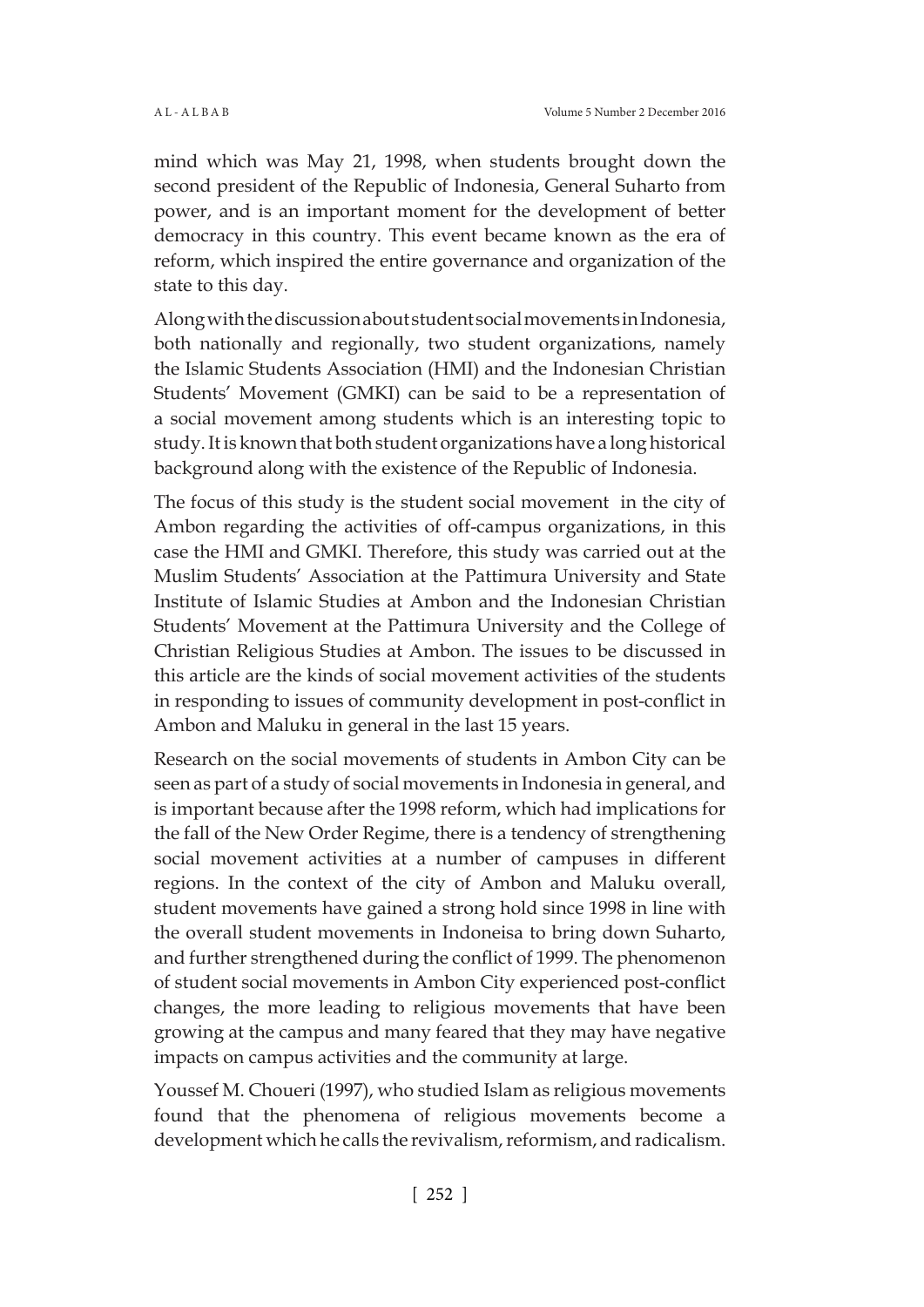mind which was May 21, 1998, when students brought down the second president of the Republic of Indonesia, General Suharto from power, and is an important moment for the development of better democracy in this country. This event became known as the era of reform, which inspired the entire governance and organization of the state to this day.

Along with the discussion about student social movements in Indonesia, both nationally and regionally, two student organizations, namely the Islamic Students Association (HMI) and the Indonesian Christian Students' Movement (GMKI) can be said to be a representation of a social movement among students which is an interesting topic to study. It is known that both student organizations have a long historical background along with the existence of the Republic of Indonesia.

The focus of this study is the student social movement in the city of Ambon regarding the activities of off-campus organizations, in this case the HMI and GMKI. Therefore, this study was carried out at the Muslim Students' Association at the Pattimura University and State Institute of Islamic Studies at Ambon and the Indonesian Christian Students' Movement at the Pattimura University and the College of Christian Religious Studies at Ambon. The issues to be discussed in this article are the kinds of social movement activities of the students in responding to issues of community development in post-conflict in Ambon and Maluku in general in the last 15 years.

Research on the social movements of students in Ambon City can be seen as part of a study of social movements in Indonesia in general, and is important because after the 1998 reform, which had implications for the fall of the New Order Regime, there is a tendency of strengthening social movement activities at a number of campuses in different regions. In the context of the city of Ambon and Maluku overall, student movements have gained a strong hold since 1998 in line with the overall student movements in Indoneisa to bring down Suharto, and further strengthened during the conflict of 1999. The phenomenon of student social movements in Ambon City experienced post-conflict changes, the more leading to religious movements that have been growing at the campus and many feared that they may have negative impacts on campus activities and the community at large.

Youssef M. Choueri (1997), who studied Islam as religious movements found that the phenomena of religious movements become a development which he calls the revivalism, reformism, and radicalism.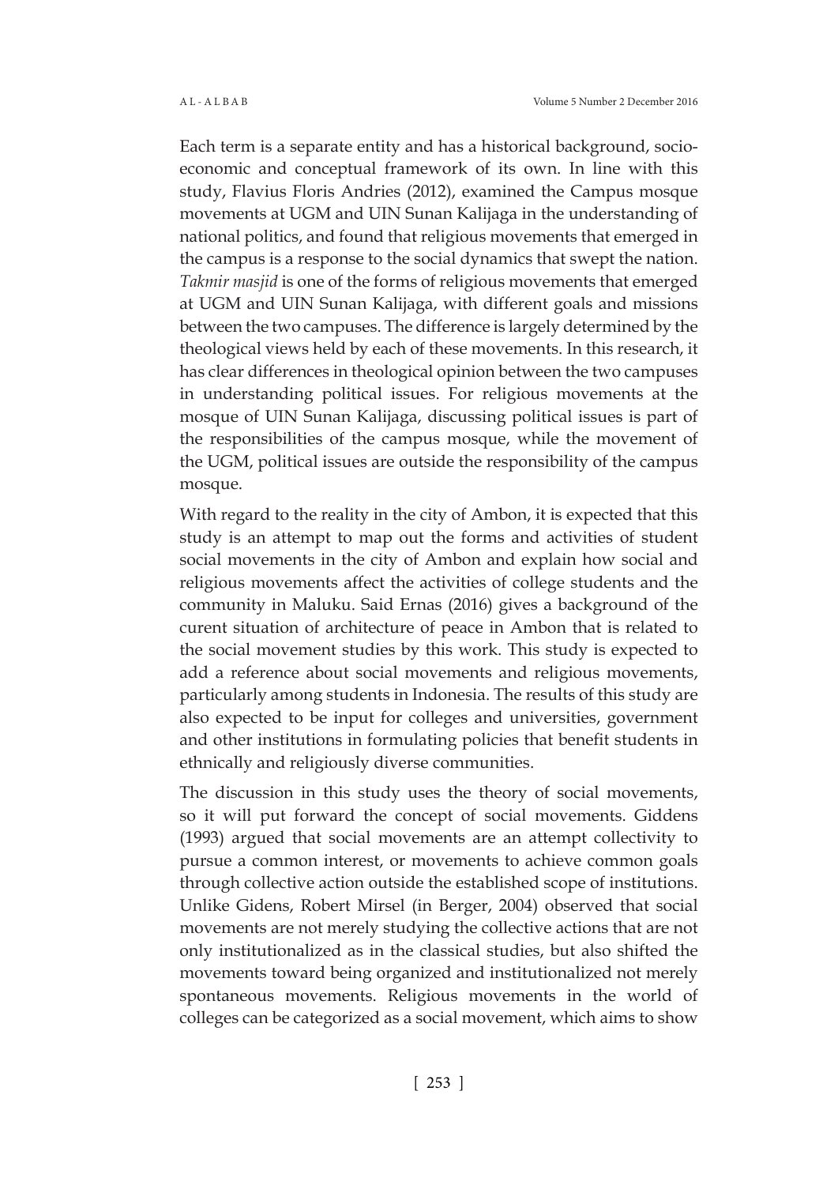Each term is a separate entity and has a historical background, socio-economic and conceptual framework of its own. In line with this study, Flavius Floris Andries (2012), examined the Campus mosque movements at UGM and UIN Sunan Kalijaga in the understanding of national politics, and found that religious movements that emerged in the campus is a response to the social dynamics that swept the nation. *Takmir masjid* is one of the forms of religious movements that emerged at UGM and UIN Sunan Kalijaga, with different goals and missions between the two campuses. The difference is largely determined by the theological views held by each of these movements. In this research, it has clear differences in theological opinion between the two campuses in understanding political issues. For religious movements at the mosque of UIN Sunan Kalijaga, discussing political issues is part of the responsibilities of the campus mosque, while the movement of the UGM, political issues are outside the responsibility of the campus mosque.

With regard to the reality in the city of Ambon, it is expected that this study is an attempt to map out the forms and activities of student social movements in the city of Ambon and explain how social and religious movements affect the activities of college students and the community in Maluku. Said Ernas (2016) gives a background of the curent situation of architecture of peace in Ambon that is related to the social movement studies by this work. This study is expected to add a reference about social movements and religious movements, particularly among students in Indonesia. The results of this study are also expected to be input for colleges and universities, government and other institutions in formulating policies that benefit students in ethnically and religiously diverse communities.

The discussion in this study uses the theory of social movements, so it will put forward the concept of social movements. Giddens (1993) argued that social movements are an attempt collectivity to pursue a common interest, or movements to achieve common goals through collective action outside the established scope of institutions. Unlike Gidens, Robert Mirsel (in Berger, 2004) observed that social movements are not merely studying the collective actions that are not only institutionalized as in the classical studies, but also shifted the movements toward being organized and institutionalized not merely spontaneous movements. Religious movements in the world of colleges can be categorized as a social movement, which aims to show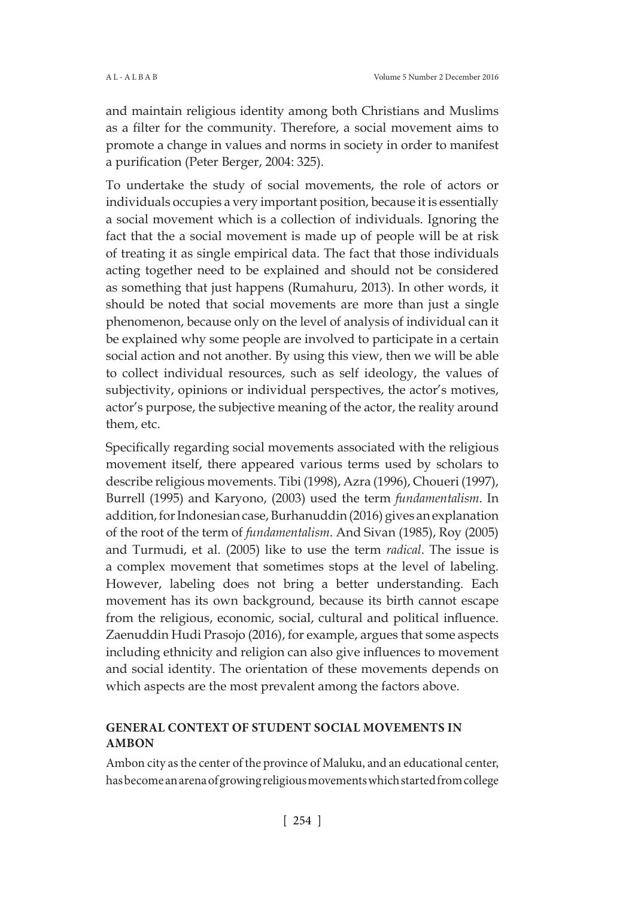and maintain religious identity among both Christians and Muslims as a filter for the community. Therefore, a social movement aims to promote a change in values and norms in society in order to manifest a purification (Peter Berger, 2004: 325).

To undertake the study of social movements, the role of actors or individuals occupies a very important position, because it is essentially a social movement which is a collection of individuals. Ignoring the fact that the a social movement is made up of people will be at risk of treating it as single empirical data. The fact that those individuals acting together need to be explained and should not be considered as something that just happens (Rumahuru, 2013). In other words, it should be noted that social movements are more than just a single phenomenon, because only on the level of analysis of individual can it be explained why some people are involved to participate in a certain social action and not another. By using this view, then we will be able to collect individual resources, such as self ideology, the values of subjectivity, opinions or individual perspectives, the actor's motives, actor's purpose, the subjective meaning of the actor, the reality around them, etc.

Specifically regarding social movements associated with the religious movement itself, there appeared various terms used by scholars to describe religious movements. Tibi (1998), Azra (1996), Choueri (1997), Burrell (1995) and Karyono, (2003) used the term *fundamentalism*. In addition, for Indonesian case, Burhanuddin (2016) gives an explanation of the root of the term of *fundamentalism*. And Sivan (1985), Roy (2005) and Turmudi, et al. (2005) like to use the term *radical*. The issue is a complex movement that sometimes stops at the level of labeling. However, labeling does not bring a better understanding. Each movement has its own background, because its birth cannot escape from the religious, economic, social, cultural and political influence. Zaenuddin Hudi Prasojo (2016), for example, argues that some aspects including ethnicity and religion can also give influences to movement and social identity. The orientation of these movements depends on which aspects are the most prevalent among the factors above.

## GENERAL CONTEXT OF STUDENT SOCIAL MOVEMENTS IN AMBON

Ambon city as the center of the province of Maluku, and an educational center, has become an arena of growing religious movements which started from college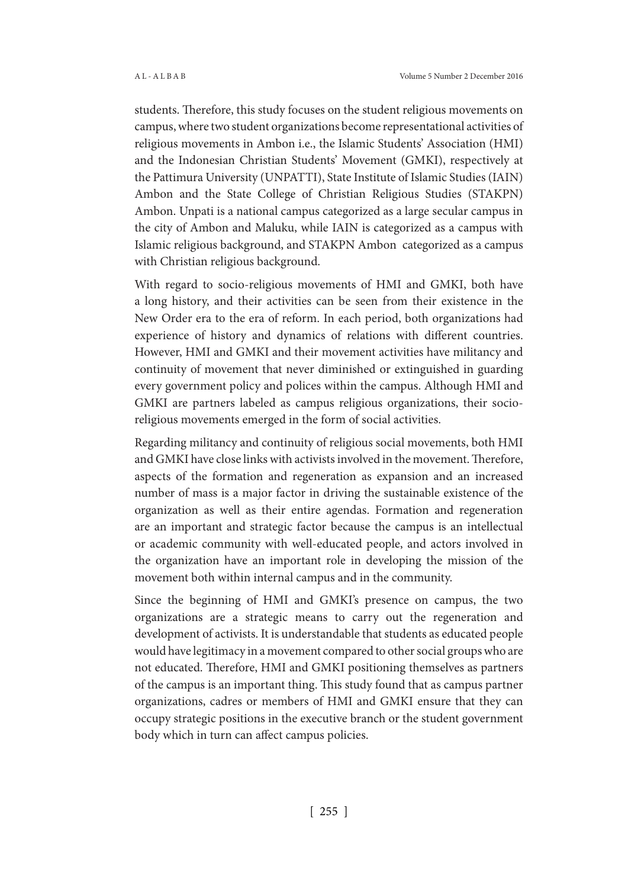students. Therefore, this study focuses on the student religious movements on campus, where two student organizations become representational activities of religious movements in Ambon i.e., the Islamic Students' Association (HMI) and the Indonesian Christian Students' Movement (GMKI), respectively at the Pattimura University (UNPATTI), State Institute of Islamic Studies (IAIN) Ambon and the State College of Christian Religious Studies (STAKPN) Ambon. Unpati is a national campus categorized as a large secular campus in the city of Ambon and Maluku, while IAIN is categorized as a campus with Islamic religious background, and STAKPN Ambon categorized as a campus with Christian religious background.

With regard to socio-religious movements of HMI and GMKI, both have a long history, and their activities can be seen from their existence in the New Order era to the era of reform. In each period, both organizations had experience of history and dynamics of relations with different countries. However, HMI and GMKI and their movement activities have militancy and continuity of movement that never diminished or extinguished in guarding every government policy and polices within the campus. Although HMI and GMKI are partners labeled as campus religious organizations, their socio-religious movements emerged in the form of social activities.

Regarding militancy and continuity of religious social movements, both HMI and GMKI have close links with activists involved in the movement. Therefore, aspects of the formation and regeneration as expansion and an increased number of mass is a major factor in driving the sustainable existence of the organization as well as their entire agendas. Formation and regeneration are an important and strategic factor because the campus is an intellectual or academic community with well-educated people, and actors involved in the organization have an important role in developing the mission of the movement both within internal campus and in the community.

Since the beginning of HMI and GMKI's presence on campus, the two organizations are a strategic means to carry out the regeneration and development of activists. It is understandable that students as educated people would have legitimacy in a movement compared to other social groups who are not educated. Therefore, HMI and GMKI positioning themselves as partners of the campus is an important thing. This study found that as campus partner organizations, cadres or members of HMI and GMKI ensure that they can occupy strategic positions in the executive branch or the student government body which in turn can affect campus policies.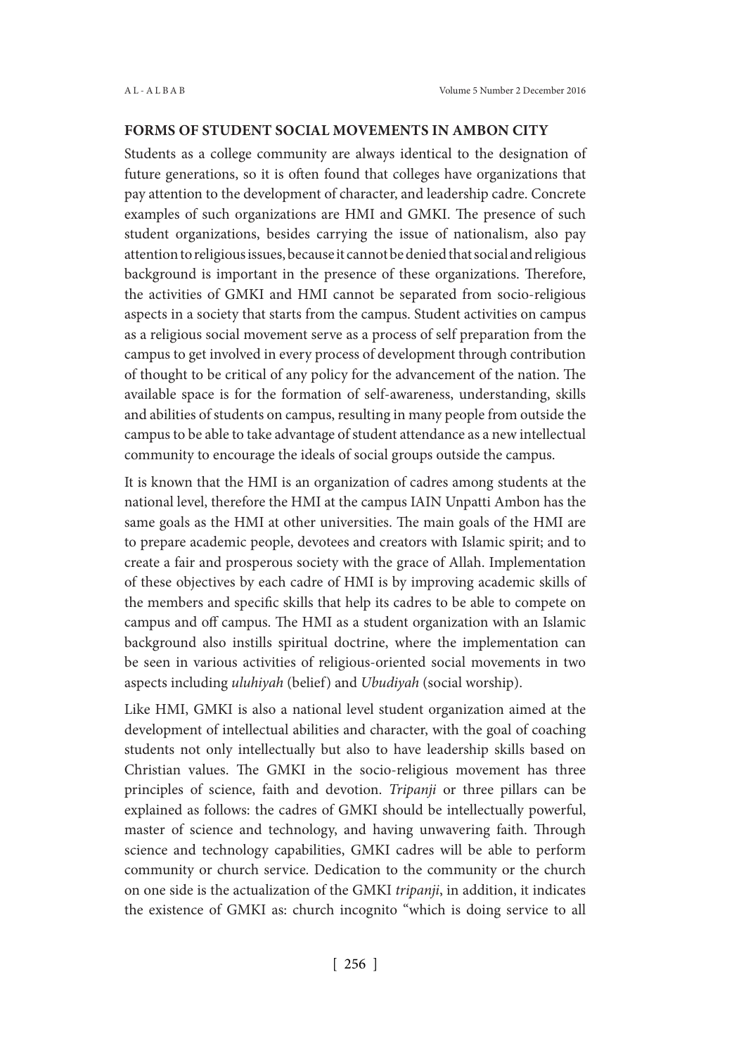## FORMS OF STUDENT SOCIAL MOVEMENTS IN AMBON CITY

Students as a college community are always identical to the designation of future generations, so it is often found that colleges have organizations that pay attention to the development of character, and leadership cadre. Concrete examples of such organizations are HMI and GMKI. The presence of such student organizations, besides carrying the issue of nationalism, also pay attention to religious issues, because it cannot be denied that social and religious background is important in the presence of these organizations. Therefore, the activities of GMKI and HMI cannot be separated from socio-religious aspects in a society that starts from the campus. Student activities on campus as a religious social movement serve as a process of self preparation from the campus to get involved in every process of development through contribution of thought to be critical of any policy for the advancement of the nation. The available space is for the formation of self-awareness, understanding, skills and abilities of students on campus, resulting in many people from outside the campus to be able to take advantage of student attendance as a new intellectual community to encourage the ideals of social groups outside the campus.

It is known that the HMI is an organization of cadres among students at the national level, therefore the HMI at the campus IAIN Unpatti Ambon has the same goals as the HMI at other universities. The main goals of the HMI are to prepare academic people, devotees and creators with Islamic spirit; and to create a fair and prosperous society with the grace of Allah. Implementation of these objectives by each cadre of HMI is by improving academic skills of the members and specific skills that help its cadres to be able to compete on campus and off campus. The HMI as a student organization with an Islamic background also instills spiritual doctrine, where the implementation can be seen in various activities of religious-oriented social movements in two aspects including *uluhiyah* (belief) and *Ubudiyah* (social worship).

Like HMI, GMKI is also a national level student organization aimed at the development of intellectual abilities and character, with the goal of coaching students not only intellectually but also to have leadership skills based on Christian values. The GMKI in the socio-religious movement has three principles of science, faith and devotion. *Tripanji* or three pillars can be explained as follows: the cadres of GMKI should be intellectually powerful, master of science and technology, and having unwavering faith. Through science and technology capabilities, GMKI cadres will be able to perform community or church service. Dedication to the community or the church on one side is the actualization of the GMKI *tripanji*, in addition, it indicates the existence of GMKI as: church incognito "which is doing service to all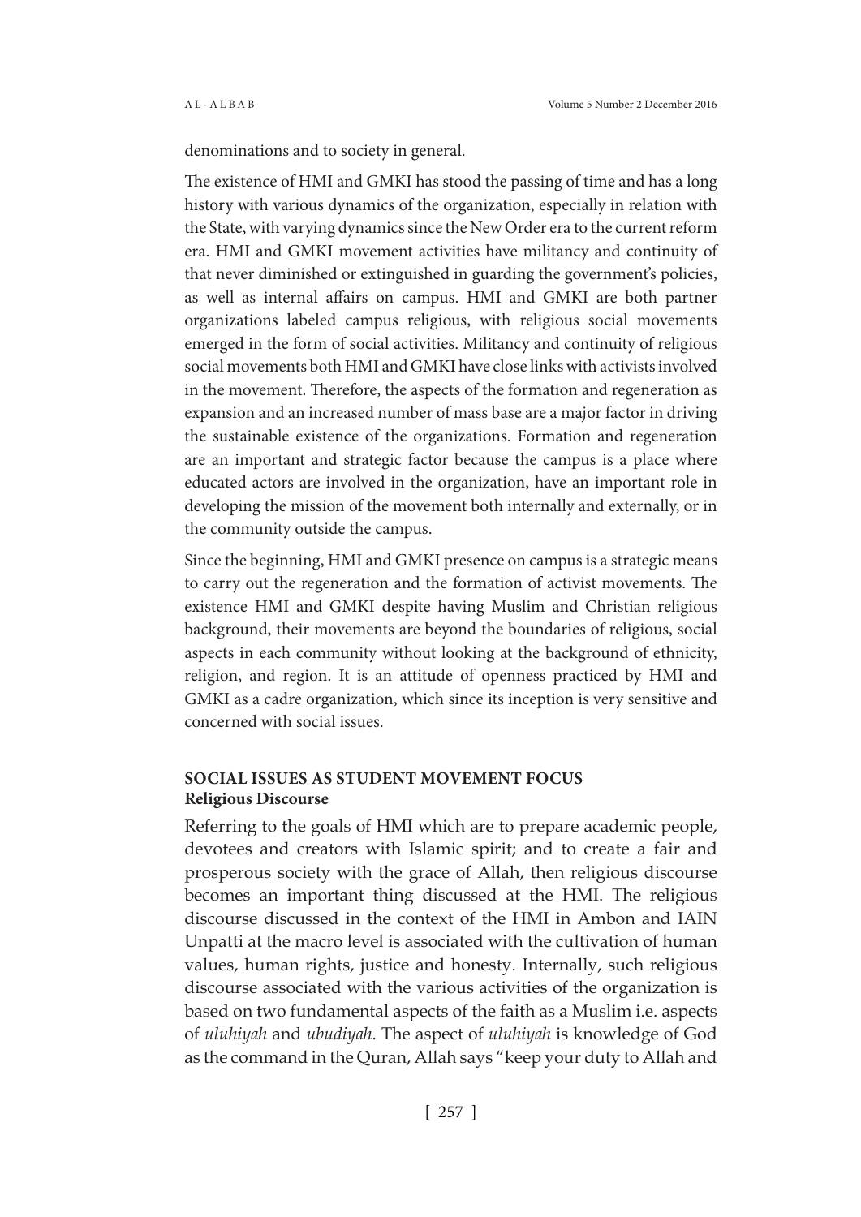denominations and to society in general.

The existence of HMI and GMKI has stood the passing of time and has a long history with various dynamics of the organization, especially in relation with the State, with varying dynamics since the New Order era to the current reform era. HMI and GMKI movement activities have militancy and continuity of that never diminished or extinguished in guarding the government's policies, as well as internal affairs on campus. HMI and GMKI are both partner organizations labeled campus religious, with religious social movements emerged in the form of social activities. Militancy and continuity of religious social movements both HMI and GMKI have close links with activists involved in the movement. Therefore, the aspects of the formation and regeneration as expansion and an increased number of mass base are a major factor in driving the sustainable existence of the organizations. Formation and regeneration are an important and strategic factor because the campus is a place where educated actors are involved in the organization, have an important role in developing the mission of the movement both internally and externally, or in the community outside the campus.

Since the beginning, HMI and GMKI presence on campus is a strategic means to carry out the regeneration and the formation of activist movements. The existence HMI and GMKI despite having Muslim and Christian religious background, their movements are beyond the boundaries of religious, social aspects in each community without looking at the background of ethnicity, religion, and region. It is an attitude of openness practiced by HMI and GMKI as a cadre organization, which since its inception is very sensitive and concerned with social issues.

## SOCIAL ISSUES AS STUDENT MOVEMENT FOCUS

### Religious Discourse

Referring to the goals of HMI which are to prepare academic people, devotees and creators with Islamic spirit; and to create a fair and prosperous society with the grace of Allah, then religious discourse becomes an important thing discussed at the HMI. The religious discourse discussed in the context of the HMI in Ambon and IAIN Unpatti at the macro level is associated with the cultivation of human values, human rights, justice and honesty. Internally, such religious discourse associated with the various activities of the organization is based on two fundamental aspects of the faith as a Muslim i.e. aspects of *uluhiyah* and *ubudiyah*. The aspect of *uluhiyah* is knowledge of God as the command in the Quran, Allah says "keep your duty to Allah and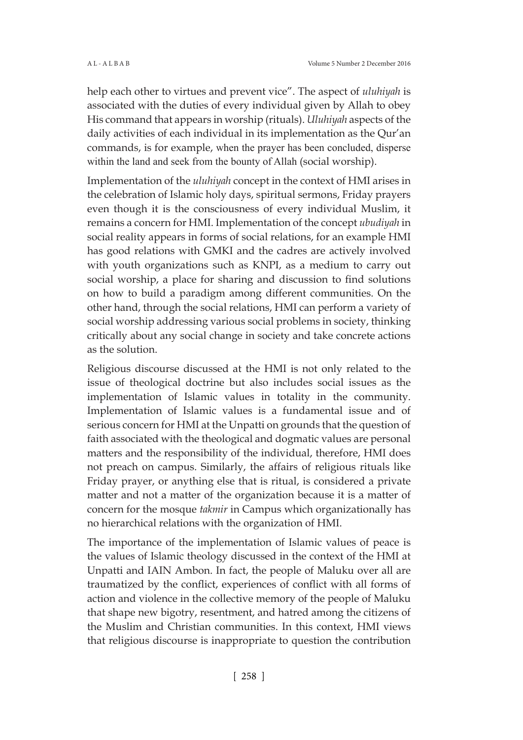help each other to virtues and prevent vice". The aspect of *uluhiyah* is associated with the duties of every individual given by Allah to obey His command that appears in worship (rituals). *Uluhiyah* aspects of the daily activities of each individual in its implementation as the Qur'an commands, is for example, when the prayer has been concluded, disperse within the land and seek from the bounty of Allah (social worship).

Implementation of the *uluhiyah* concept in the context of HMI arises in the celebration of Islamic holy days, spiritual sermons, Friday prayers even though it is the consciousness of every individual Muslim, it remains a concern for HMI. Implementation of the concept *ubudiyah* in social reality appears in forms of social relations, for an example HMI has good relations with GMKI and the cadres are actively involved with youth organizations such as KNPI, as a medium to carry out social worship, a place for sharing and discussion to find solutions on how to build a paradigm among different communities. On the other hand, through the social relations, HMI can perform a variety of social worship addressing various social problems in society, thinking critically about any social change in society and take concrete actions as the solution.

Religious discourse discussed at the HMI is not only related to the issue of theological doctrine but also includes social issues as the implementation of Islamic values in totality in the community. Implementation of Islamic values is a fundamental issue and of serious concern for HMI at the Unpatti on grounds that the question of faith associated with the theological and dogmatic values are personal matters and the responsibility of the individual, therefore, HMI does not preach on campus. Similarly, the affairs of religious rituals like Friday prayer, or anything else that is ritual, is considered a private matter and not a matter of the organization because it is a matter of concern for the mosque *takmir* in Campus which organizationally has no hierarchical relations with the organization of HMI.

The importance of the implementation of Islamic values of peace is the values of Islamic theology discussed in the context of the HMI at Unpatti and IAIN Ambon. In fact, the people of Maluku over all are traumatized by the conflict, experiences of conflict with all forms of action and violence in the collective memory of the people of Maluku that shape new bigotry, resentment, and hatred among the citizens of the Muslim and Christian communities. In this context, HMI views that religious discourse is inappropriate to question the contribution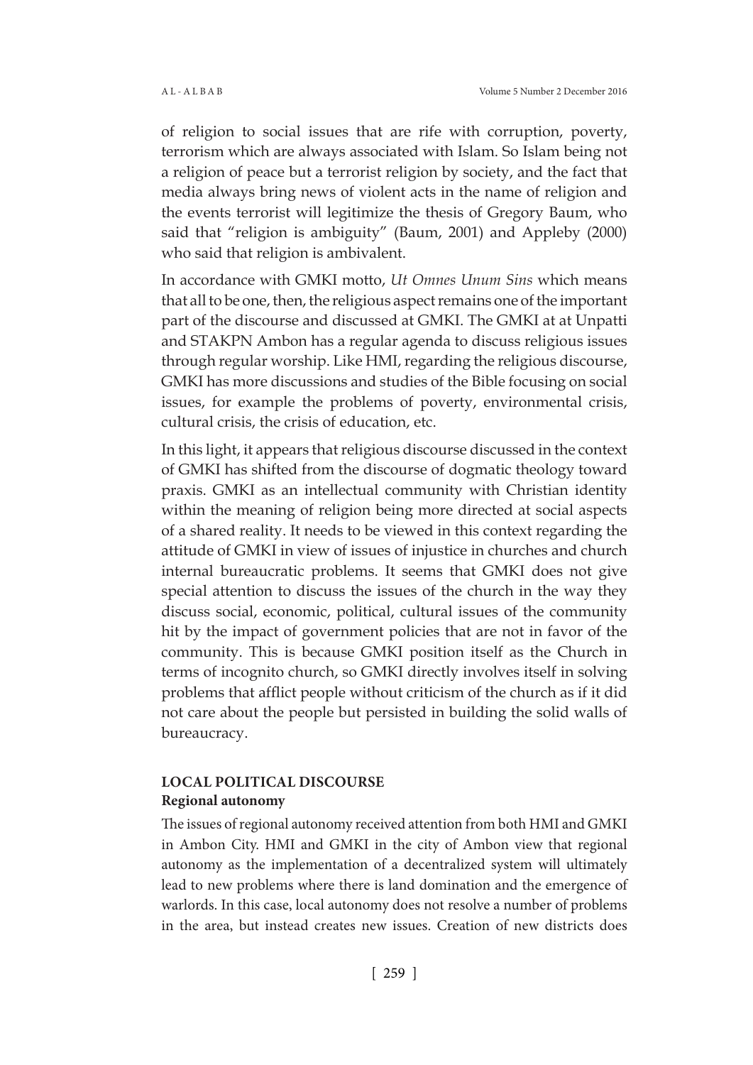of religion to social issues that are rife with corruption, poverty, terrorism which are always associated with Islam. So Islam being not a religion of peace but a terrorist religion by society, and the fact that media always bring news of violent acts in the name of religion and the events terrorist will legitimize the thesis of Gregory Baum, who said that "religion is ambiguity" (Baum, 2001) and Appleby (2000) who said that religion is ambivalent.

In accordance with GMKI motto, *Ut Omnes Unum Sins* which means that all to be one, then, the religious aspect remains one of the important part of the discourse and discussed at GMKI. The GMKI at at Unpatti and STAKPN Ambon has a regular agenda to discuss religious issues through regular worship. Like HMI, regarding the religious discourse, GMKI has more discussions and studies of the Bible focusing on social issues, for example the problems of poverty, environmental crisis, cultural crisis, the crisis of education, etc.

In this light, it appears that religious discourse discussed in the context of GMKI has shifted from the discourse of dogmatic theology toward praxis. GMKI as an intellectual community with Christian identity within the meaning of religion being more directed at social aspects of a shared reality. It needs to be viewed in this context regarding the attitude of GMKI in view of issues of injustice in churches and church internal bureaucratic problems. It seems that GMKI does not give special attention to discuss the issues of the church in the way they discuss social, economic, political, cultural issues of the community hit by the impact of government policies that are not in favor of the community. This is because GMKI position itself as the Church in terms of incognito church, so GMKI directly involves itself in solving problems that afflict people without criticism of the church as if it did not care about the people but persisted in building the solid walls of bureaucracy.

## LOCAL POLITICAL DISCOURSE

### Regional autonomy

The issues of regional autonomy received attention from both HMI and GMKI in Ambon City. HMI and GMKI in the city of Ambon view that regional autonomy as the implementation of a decentralized system will ultimately lead to new problems where there is land domination and the emergence of warlords. In this case, local autonomy does not resolve a number of problems in the area, but instead creates new issues. Creation of new districts does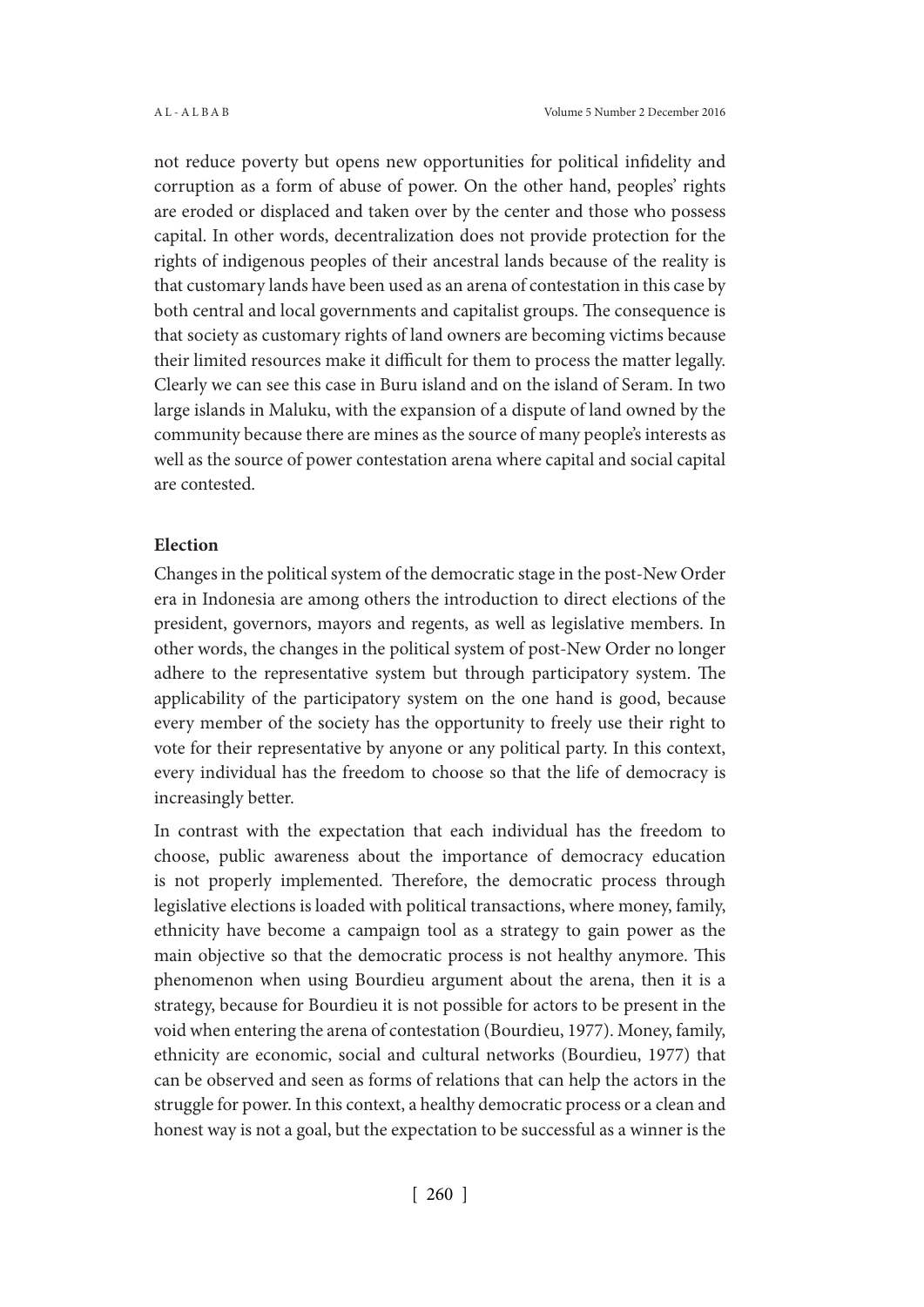not reduce poverty but opens new opportunities for political infidelity and corruption as a form of abuse of power. On the other hand, peoples' rights are eroded or displaced and taken over by the center and those who possess capital. In other words, decentralization does not provide protection for the rights of indigenous peoples of their ancestral lands because of the reality is that customary lands have been used as an arena of contestation in this case by both central and local governments and capitalist groups. The consequence is that society as customary rights of land owners are becoming victims because their limited resources make it difficult for them to process the matter legally. Clearly we can see this case in Buru island and on the island of Seram. In two large islands in Maluku, with the expansion of a dispute of land owned by the community because there are mines as the source of many people's interests as well as the source of power contestation arena where capital and social capital are contested.

**Election**

Changes in the political system of the democratic stage in the post-New Order era in Indonesia are among others the introduction to direct elections of the president, governors, mayors and regents, as well as legislative members. In other words, the changes in the political system of post-New Order no longer adhere to the representative system but through participatory system. The applicability of the participatory system on the one hand is good, because every member of the society has the opportunity to freely use their right to vote for their representative by anyone or any political party. In this context, every individual has the freedom to choose so that the life of democracy is increasingly better.

In contrast with the expectation that each individual has the freedom to choose, public awareness about the importance of democracy education is not properly implemented. Therefore, the democratic process through legislative elections is loaded with political transactions, where money, family, ethnicity have become a campaign tool as a strategy to gain power as the main objective so that the democratic process is not healthy anymore. This phenomenon when using Bourdieu argument about the arena, then it is a strategy, because for Bourdieu it is not possible for actors to be present in the void when entering the arena of contestation (Bourdieu, 1977). Money, family, ethnicity are economic, social and cultural networks (Bourdieu, 1977) that can be observed and seen as forms of relations that can help the actors in the struggle for power. In this context, a healthy democratic process or a clean and honest way is not a goal, but the expectation to be successful as a winner is the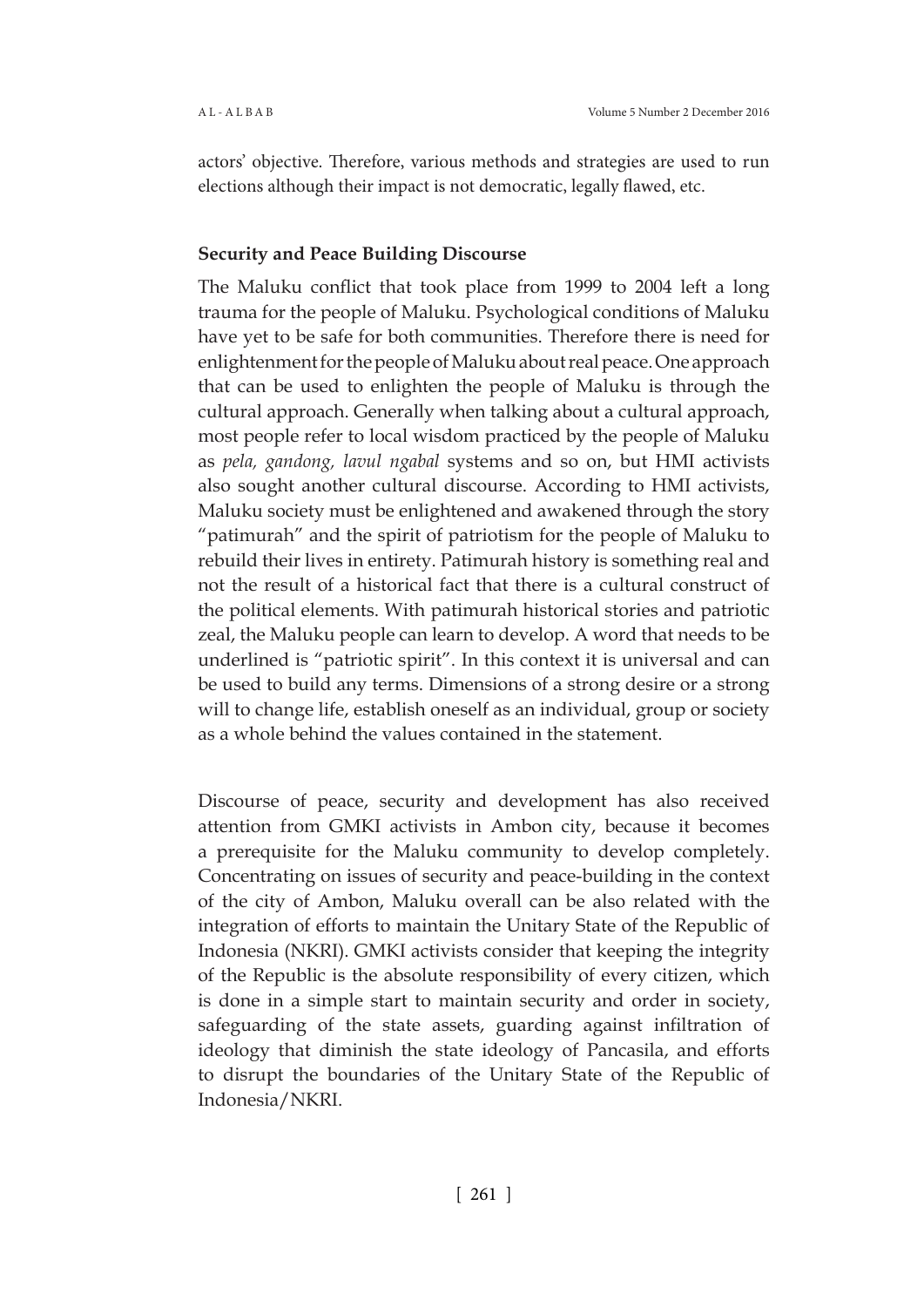actors' objective. Therefore, various methods and strategies are used to run elections although their impact is not democratic, legally flawed, etc.

### Security and Peace Building Discourse

The Maluku conflict that took place from 1999 to 2004 left a long trauma for the people of Maluku. Psychological conditions of Maluku have yet to be safe for both communities. Therefore there is need for enlightenment for the people of Maluku about real peace. One approach that can be used to enlighten the people of Maluku is through the cultural approach. Generally when talking about a cultural approach, most people refer to local wisdom practiced by the people of Maluku as *pela, gandong, lavul ngabal* systems and so on, but HMI activists also sought another cultural discourse. According to HMI activists, Maluku society must be enlightened and awakened through the story "patimurah" and the spirit of patriotism for the people of Maluku to rebuild their lives in entirety. Patimurah history is something real and not the result of a historical fact that there is a cultural construct of the political elements. With patimurah historical stories and patriotic zeal, the Maluku people can learn to develop. A word that needs to be underlined is "patriotic spirit". In this context it is universal and can be used to build any terms. Dimensions of a strong desire or a strong will to change life, establish oneself as an individual, group or society as a whole behind the values contained in the statement.

Discourse of peace, security and development has also received attention from GMKI activists in Ambon city, because it becomes a prerequisite for the Maluku community to develop completely. Concentrating on issues of security and peace-building in the context of the city of Ambon, Maluku overall can be also related with the integration of efforts to maintain the Unitary State of the Republic of Indonesia (NKRI). GMKI activists consider that keeping the integrity of the Republic is the absolute responsibility of every citizen, which is done in a simple start to maintain security and order in society, safeguarding of the state assets, guarding against infiltration of ideology that diminish the state ideology of Pancasila, and efforts to disrupt the boundaries of the Unitary State of the Republic of Indonesia/NKRI.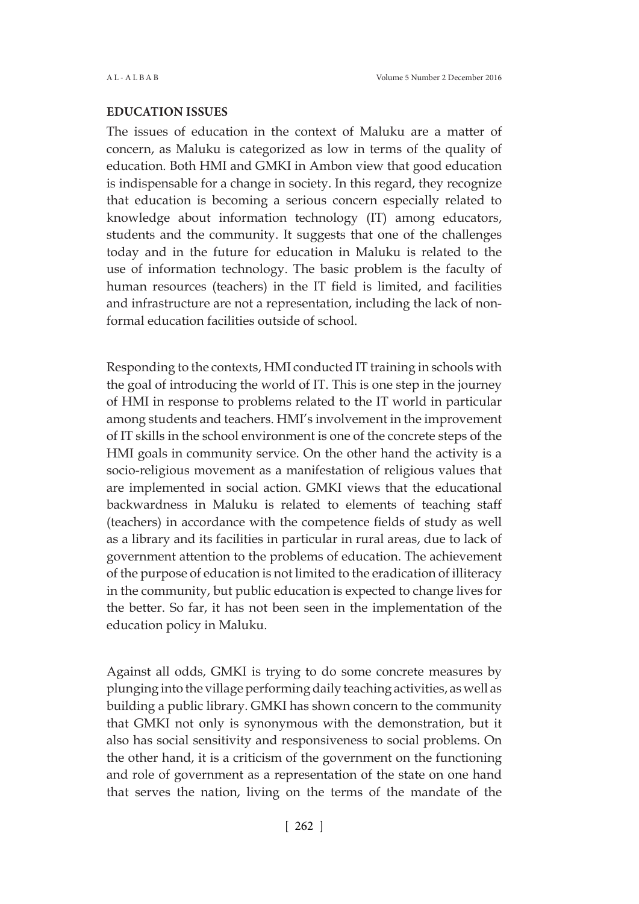## EDUCATION ISSUES

The issues of education in the context of Maluku are a matter of concern, as Maluku is categorized as low in terms of the quality of education. Both HMI and GMKI in Ambon view that good education is indispensable for a change in society. In this regard, they recognize that education is becoming a serious concern especially related to knowledge about information technology (IT) among educators, students and the community. It suggests that one of the challenges today and in the future for education in Maluku is related to the use of information technology. The basic problem is the faculty of human resources (teachers) in the IT field is limited, and facilities and infrastructure are not a representation, including the lack of non-formal education facilities outside of school.

Responding to the contexts, HMI conducted IT training in schools with the goal of introducing the world of IT. This is one step in the journey of HMI in response to problems related to the IT world in particular among students and teachers. HMI's involvement in the improvement of IT skills in the school environment is one of the concrete steps of the HMI goals in community service. On the other hand the activity is a socio-religious movement as a manifestation of religious values that are implemented in social action. GMKI views that the educational backwardness in Maluku is related to elements of teaching staff (teachers) in accordance with the competence fields of study as well as a library and its facilities in particular in rural areas, due to lack of government attention to the problems of education. The achievement of the purpose of education is not limited to the eradication of illiteracy in the community, but public education is expected to change lives for the better. So far, it has not been seen in the implementation of the education policy in Maluku.

Against all odds, GMKI is trying to do some concrete measures by plunging into the village performing daily teaching activities, as well as building a public library. GMKI has shown concern to the community that GMKI not only is synonymous with the demonstration, but it also has social sensitivity and responsiveness to social problems. On the other hand, it is a criticism of the government on the functioning and role of government as a representation of the state on one hand that serves the nation, living on the terms of the mandate of the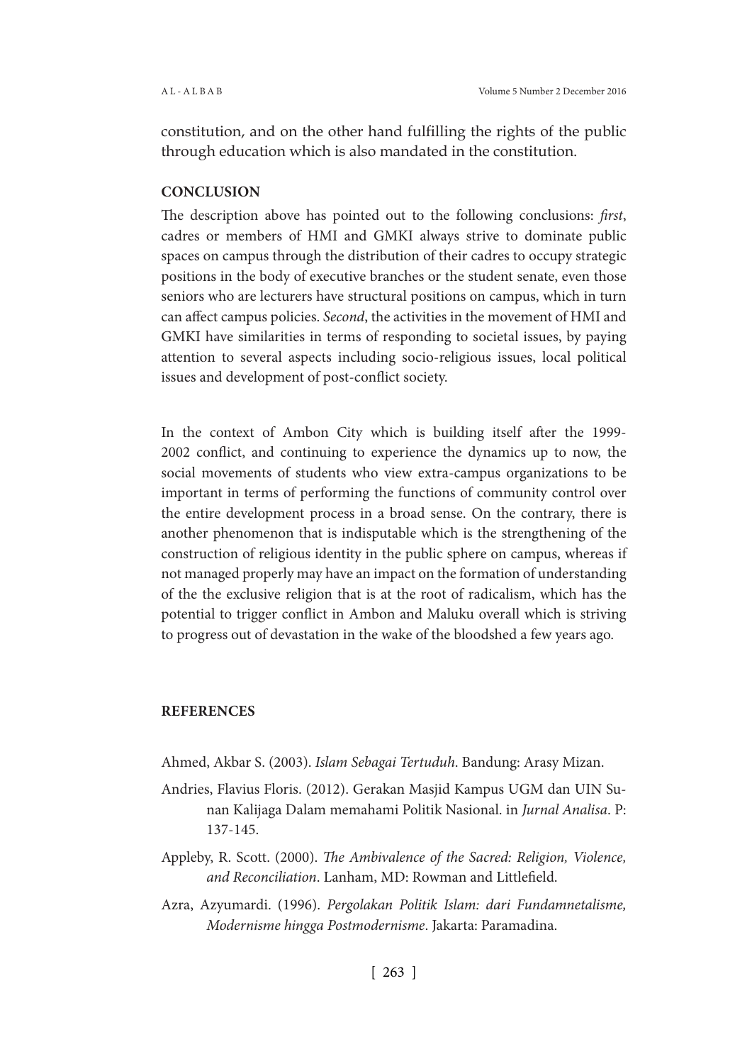constitution, and on the other hand fulfilling the rights of the public through education which is also mandated in the constitution.

## CONCLUSION

The description above has pointed out to the following conclusions: *first*, cadres or members of HMI and GMKI always strive to dominate public spaces on campus through the distribution of their cadres to occupy strategic positions in the body of executive branches or the student senate, even those seniors who are lecturers have structural positions on campus, which in turn can affect campus policies. *Second*, the activities in the movement of HMI and GMKI have similarities in terms of responding to societal issues, by paying attention to several aspects including socio-religious issues, local political issues and development of post-conflict society.

In the context of Ambon City which is building itself after the 1999-2002 conflict, and continuing to experience the dynamics up to now, the social movements of students who view extra-campus organizations to be important in terms of performing the functions of community control over the entire development process in a broad sense. On the contrary, there is another phenomenon that is indisputable which is the strengthening of the construction of religious identity in the public sphere on campus, whereas if not managed properly may have an impact on the formation of understanding of the the exclusive religion that is at the root of radicalism, which has the potential to trigger conflict in Ambon and Maluku overall which is striving to progress out of devastation in the wake of the bloodshed a few years ago.

## REFERENCES

Ahmed, Akbar S. (2003). *Islam Sebagai Tertuduh*. Bandung: Arasy Mizan.

Andries, Flavius Floris. (2012). Gerakan Masjid Kampus UGM dan UIN Sunan Kalijaga Dalam memahami Politik Nasional. in *Jurnal Analisa*. P: 137-145.

Appleby, R. Scott. (2000). *The Ambivalence of the Sacred: Religion, Violence, and Reconciliation*. Lanham, MD: Rowman and Littlefield.

Azra, Azyumardi. (1996). *Pergolakan Politik Islam: dari Fundamnetalisme, Modernisme hingga Postmodernisme*. Jakarta: Paramadina.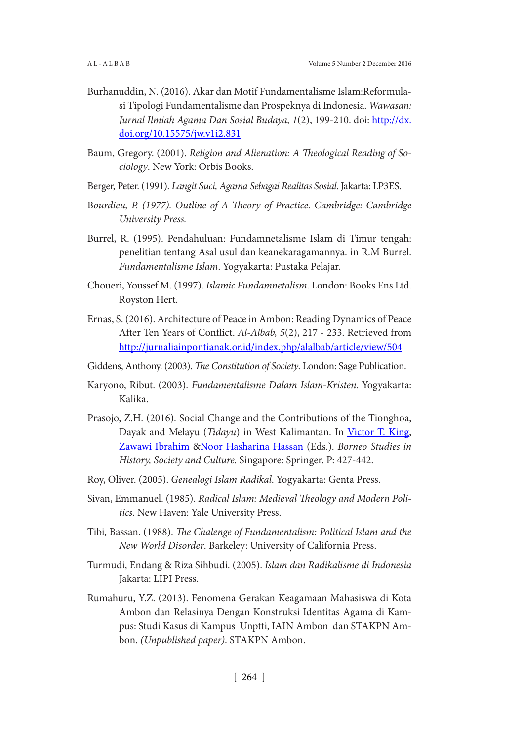Burhanuddin, N. (2016). Akar dan Motif Fundamentalisme Islam:Reformulasi Tipologi Fundamentalisme dan Prospeknya di Indonesia. *Wawasan: Jurnal Ilmiah Agama Dan Sosial Budaya, 1*(2), 199-210. doi: http://dx.doi.org/10.15575/jw.v1i2.831

Baum, Gregory. (2001). *Religion and Alienation: A Theological Reading of Sociology*. New York: Orbis Books.

Berger, Peter. (1991). *Langit Suci, Agama Sebagai Realitas Sosial*. Jakarta: LP3ES.

Bourdieu, *P. (1977). Outline of A Theory of Practice. Cambridge: Cambridge University Press.*

Burrel, R. (1995). Pendahuluan: Fundamnetalisme Islam di Timur tengah: penelitian tentang Asal usul dan keanekaragamannya. in R.M Burrel. *Fundamentalisme Islam*. Yogyakarta: Pustaka Pelajar.

Choueri, Youssef M. (1997). *Islamic Fundamnetalism*. London: Books Ens Ltd. Royston Hert.

Ernas, S. (2016). Architecture of Peace in Ambon: Reading Dynamics of Peace After Ten Years of Conflict. *Al-Albab, 5*(2), 217 - 233. Retrieved from http://jurnaliainpontianak.or.id/index.php/alalbab/article/view/504

Giddens, Anthony. (2003). *The Constitution of Society*. London: Sage Publication.

Karyono, Ribut. (2003). *Fundamentalisme Dalam Islam-Kristen*. Yogyakarta: Kalika.

Prasojo, Z.H. (2016). Social Change and the Contributions of the Tionghoa, Dayak and Melayu (*Tidayu*) in West Kalimantan. In Victor T. King, Zawawi Ibrahim &Noor Hasharina Hassan (Eds.). *Borneo Studies in History, Society and Culture.* Singapore: Springer. P: 427-442.

Roy, Oliver. (2005). *Genealogi Islam Radikal*. Yogyakarta: Genta Press.

Sivan, Emmanuel. (1985). *Radical Islam: Medieval Theology and Modern Politics*. New Haven: Yale University Press.

Tibi, Bassan. (1988). *The Chalenge of Fundamentalism: Political Islam and the New World Disorder*. Barkeley: University of California Press.

Turmudi, Endang & Riza Sihbudi. (2005). *Islam dan Radikalisme di Indonesia* Jakarta: LIPI Press.

Rumahuru, Y.Z. (2013). Fenomena Gerakan Keagamaan Mahasiswa di Kota Ambon dan Relasinya Dengan Konstruksi Identitas Agama di Kampus: Studi Kasus di Kampus Unptti, IAIN Ambon dan STAKPN Ambon. *(Unpublished paper)*. STAKPN Ambon.